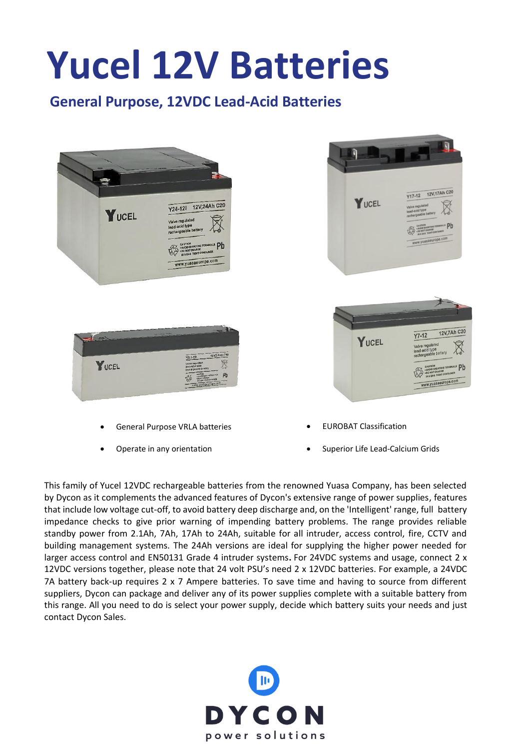# Yucel 12V Batteries

## General Purpose, 12VDC Lead-Acid Batteries

- General Purpose VRLA batteries
- Operate in any orientation
- EUROBAT Classification
- Superior Life Lead-Calcium Grids

This family of Yucel 12VDC rechargeable batteries from the renowned Yuasa Company, has been selected by Dycon as it complements the advanced features of Dycon's extensive range of power supplies, features that include low voltage cut-off, to avoid battery deep discharge and, on the 'Intelligent' range, full battery impedance checks to give prior warning of impending battery problems. The range provides reliable standby power from 2.1Ah, 7Ah, 17Ah to 24Ah, suitable for all intruder, access control, fire, CCTV and building management systems. The 24Ah versions are ideal for supplying the higher power needed for larger access control and EN50131 Grade 4 intruder systems**.** For 24VDC systems and usage, connect 2 x 12VDC versions together, please note that 24 volt PSU's need 2 x 12VDC batteries. For example, a 24VDC 7A battery back-up requires 2 x 7 Ampere batteries. To save time and having to source from different suppliers, Dycon can package and deliver any of its power supplies complete with a suitable battery from this range. All you need to do is select your power supply, decide which battery suits your needs and just contact Dycon Sales.

DYCON
power solutions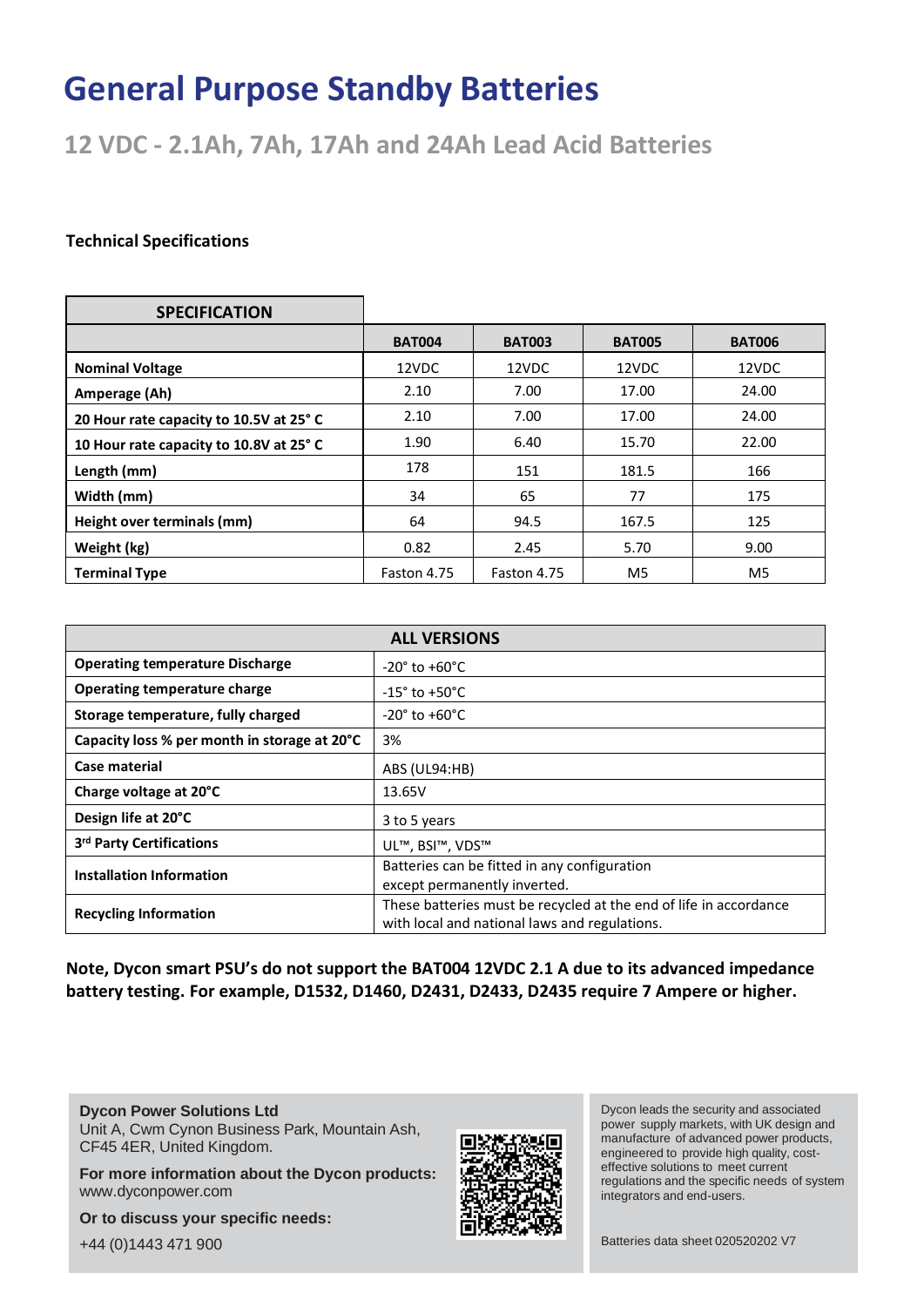# General Purpose Standby Batteries

## 12 VDC - 2.1Ah, 7Ah, 17Ah and 24Ah Lead Acid Batteries

**Technical Specifications**

| SPECIFICATION | BAT004 | BAT003 | BAT005 | BAT006 |
|---|---|---|---|---|
| **Nominal Voltage** | 12VDC | 12VDC | 12VDC | 12VDC |
| **Amperage (Ah)** | 2.10 | 7.00 | 17.00 | 24.00 |
| **20 Hour rate capacity to 10.5V at 25° C** | 2.10 | 7.00 | 17.00 | 24.00 |
| **10 Hour rate capacity to 10.8V at 25° C** | 1.90 | 6.40 | 15.70 | 22.00 |
| **Length (mm)** | 178 | 151 | 181.5 | 166 |
| **Width (mm)** | 34 | 65 | 77 | 175 |
| **Height over terminals (mm)** | 64 | 94.5 | 167.5 | 125 |
| **Weight (kg)** | 0.82 | 2.45 | 5.70 | 9.00 |
| **Terminal Type** | Faston 4.75 | Faston 4.75 | M5 | M5 |

| ALL VERSIONS | |
|---|---|
| **Operating temperature Discharge** | -20° to +60°C |
| **Operating temperature charge** | -15° to +50°C |
| **Storage temperature, fully charged** | -20° to +60°C |
| **Capacity loss % per month in storage at 20°C** | 3% |
| **Case material** | ABS (UL94:HB) |
| **Charge voltage at 20°C** | 13.65V |
| **Design life at 20°C** | 3 to 5 years |
| **3rd Party Certifications** | UL™, BSI™, VDS™ |
| **Installation Information** | Batteries can be fitted in any configuration except permanently inverted. |
| **Recycling Information** | These batteries must be recycled at the end of life in accordance with local and national laws and regulations. |

**Note, Dycon smart PSU's do not support the BAT004 12VDC 2.1 A due to its advanced impedance battery testing. For example, D1532, D1460, D2431, D2433, D2435 require 7 Ampere or higher.**

**Dycon Power Solutions Ltd**
Unit A, Cwm Cynon Business Park, Mountain Ash, CF45 4ER, United Kingdom.

**For more information about the Dycon products:**
www.dyconpower.com

**Or to discuss your specific needs:**
+44 (0)1443 471 900

Dycon leads the security and associated power supply markets, with UK design and manufacture of advanced power products, engineered to provide high quality, cost-effective solutions to meet current regulations and the specific needs of system integrators and end-users.

Batteries data sheet 020520202 V7